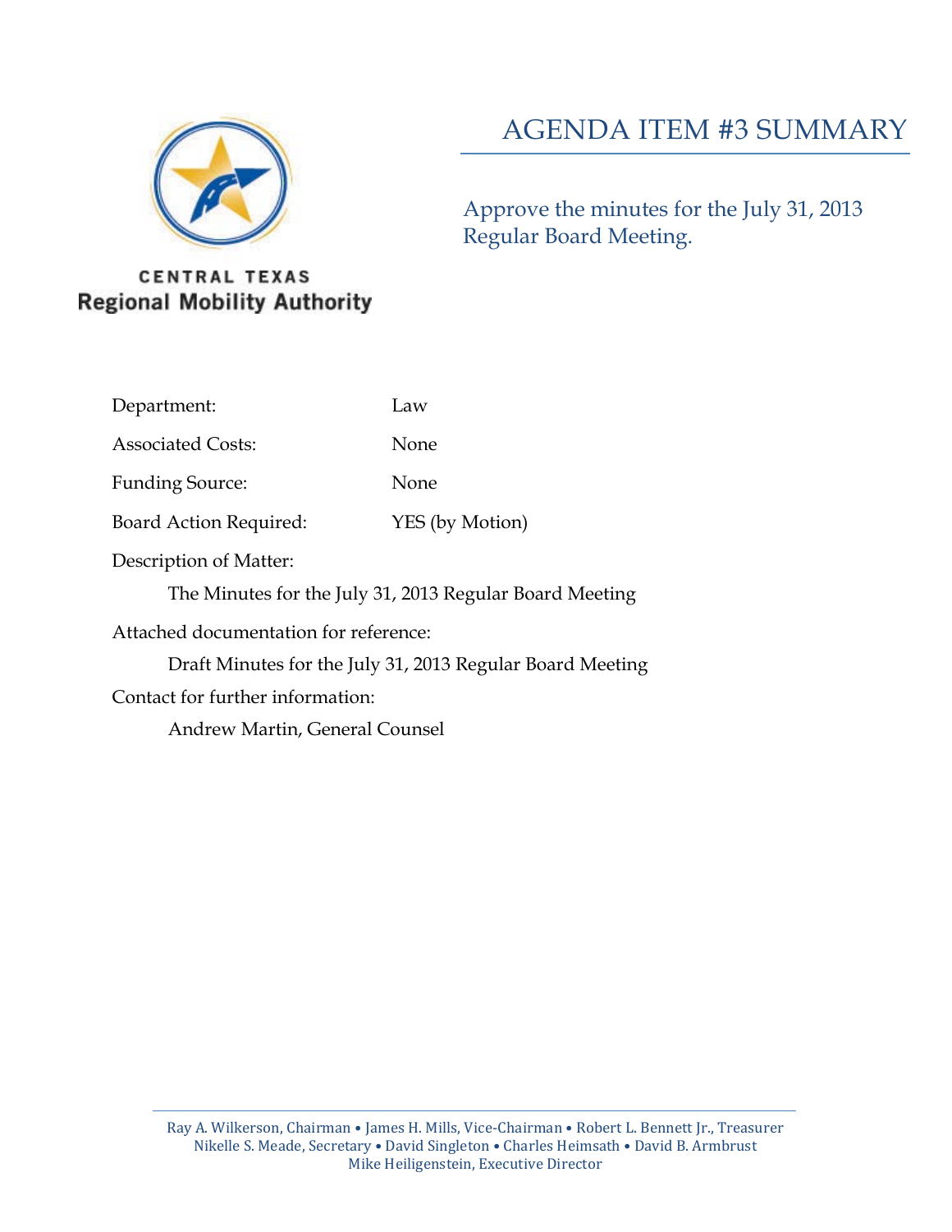CENTRAL TEXAS
Regional Mobility Authority

# AGENDA ITEM #3 SUMMARY

Approve the minutes for the July 31, 2013 Regular Board Meeting.

Department: Law

Associated Costs: None

Funding Source: None

Board Action Required: YES (by Motion)

Description of Matter:

The Minutes for the July 31, 2013 Regular Board Meeting

Attached documentation for reference:

Draft Minutes for the July 31, 2013 Regular Board Meeting

Contact for further information:

Andrew Martin, General Counsel

Ray A. Wilkerson, Chairman • James H. Mills, Vice-Chairman • Robert L. Bennett Jr., Treasurer
Nikelle S. Meade, Secretary • David Singleton • Charles Heimsath • David B. Armbrust
Mike Heiligenstein, Executive Director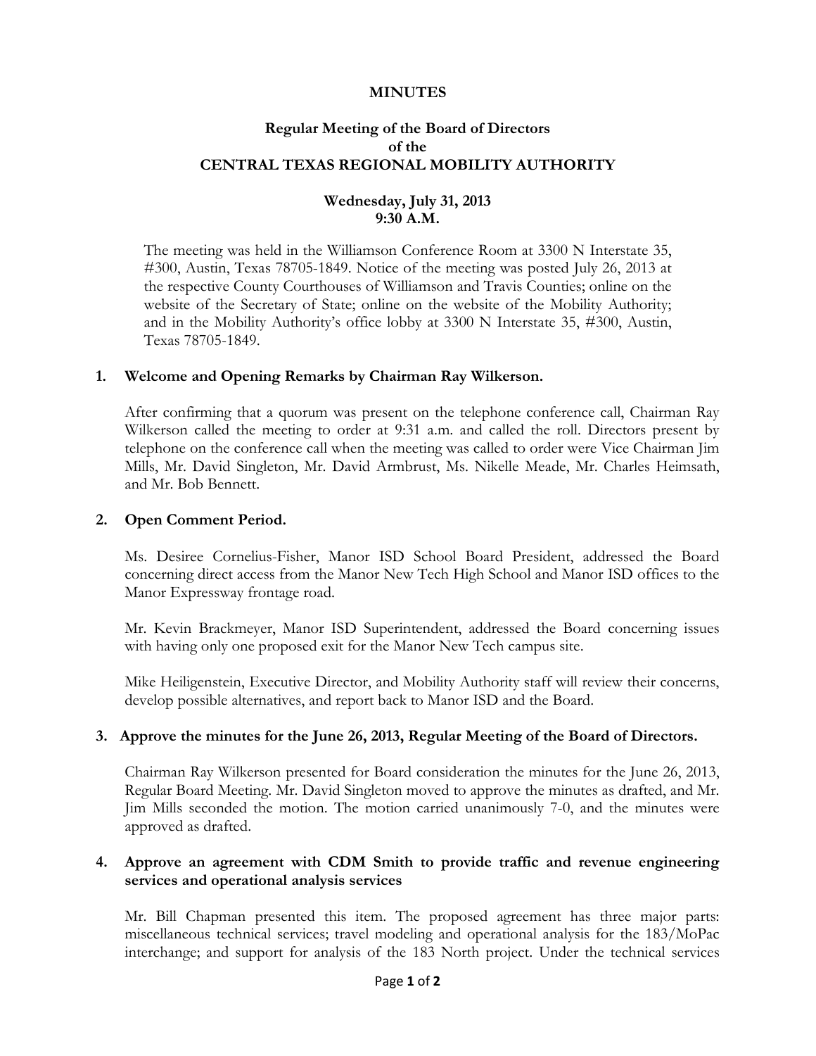**MINUTES**

**Regular Meeting of the Board of Directors**
**of the**
**CENTRAL TEXAS REGIONAL MOBILITY AUTHORITY**

**Wednesday, July 31, 2013**
**9:30 A.M.**

The meeting was held in the Williamson Conference Room at 3300 N Interstate 35, #300, Austin, Texas 78705-1849. Notice of the meeting was posted July 26, 2013 at the respective County Courthouses of Williamson and Travis Counties; online on the website of the Secretary of State; online on the website of the Mobility Authority; and in the Mobility Authority's office lobby at 3300 N Interstate 35, #300, Austin, Texas 78705-1849.

**1. Welcome and Opening Remarks by Chairman Ray Wilkerson.**

After confirming that a quorum was present on the telephone conference call, Chairman Ray Wilkerson called the meeting to order at 9:31 a.m. and called the roll. Directors present by telephone on the conference call when the meeting was called to order were Vice Chairman Jim Mills, Mr. David Singleton, Mr. David Armbrust, Ms. Nikelle Meade, Mr. Charles Heimsath, and Mr. Bob Bennett.

**2. Open Comment Period.**

Ms. Desiree Cornelius-Fisher, Manor ISD School Board President, addressed the Board concerning direct access from the Manor New Tech High School and Manor ISD offices to the Manor Expressway frontage road.

Mr. Kevin Brackmeyer, Manor ISD Superintendent, addressed the Board concerning issues with having only one proposed exit for the Manor New Tech campus site.

Mike Heiligenstein, Executive Director, and Mobility Authority staff will review their concerns, develop possible alternatives, and report back to Manor ISD and the Board.

**3. Approve the minutes for the June 26, 2013, Regular Meeting of the Board of Directors.**

Chairman Ray Wilkerson presented for Board consideration the minutes for the June 26, 2013, Regular Board Meeting. Mr. David Singleton moved to approve the minutes as drafted, and Mr. Jim Mills seconded the motion. The motion carried unanimously 7-0, and the minutes were approved as drafted.

**4. Approve an agreement with CDM Smith to provide traffic and revenue engineering services and operational analysis services**

Mr. Bill Chapman presented this item. The proposed agreement has three major parts: miscellaneous technical services; travel modeling and operational analysis for the 183/MoPac interchange; and support for analysis of the 183 North project. Under the technical services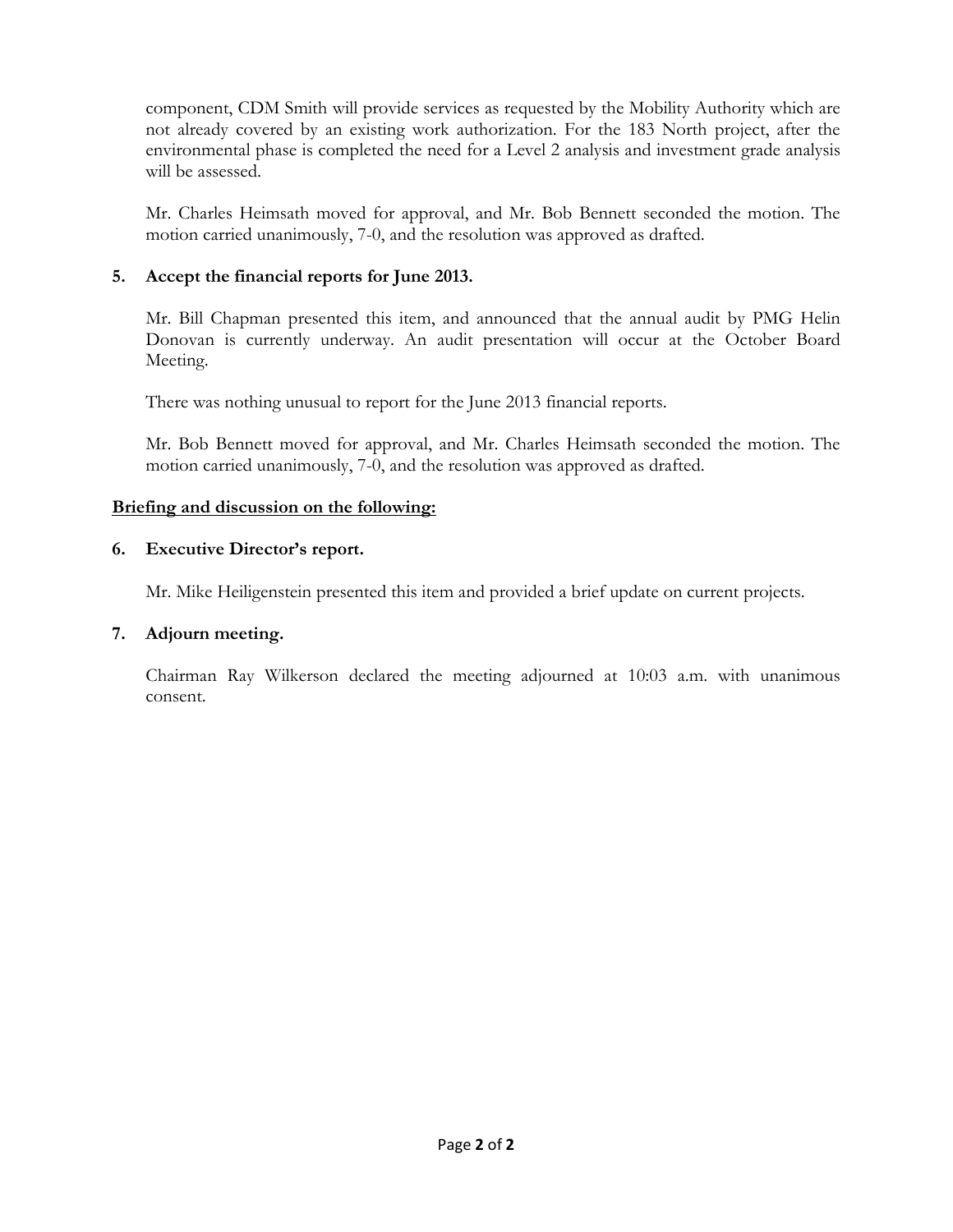component, CDM Smith will provide services as requested by the Mobility Authority which are not already covered by an existing work authorization. For the 183 North project, after the environmental phase is completed the need for a Level 2 analysis and investment grade analysis will be assessed.

Mr. Charles Heimsath moved for approval, and Mr. Bob Bennett seconded the motion. The motion carried unanimously, 7-0, and the resolution was approved as drafted.

**5. Accept the financial reports for June 2013.**

Mr. Bill Chapman presented this item, and announced that the annual audit by PMG Helin Donovan is currently underway. An audit presentation will occur at the October Board Meeting.

There was nothing unusual to report for the June 2013 financial reports.

Mr. Bob Bennett moved for approval, and Mr. Charles Heimsath seconded the motion. The motion carried unanimously, 7-0, and the resolution was approved as drafted.

**Briefing and discussion on the following:**

**6. Executive Director's report.**

Mr. Mike Heiligenstein presented this item and provided a brief update on current projects.

**7. Adjourn meeting.**

Chairman Ray Wilkerson declared the meeting adjourned at 10:03 a.m. with unanimous consent.